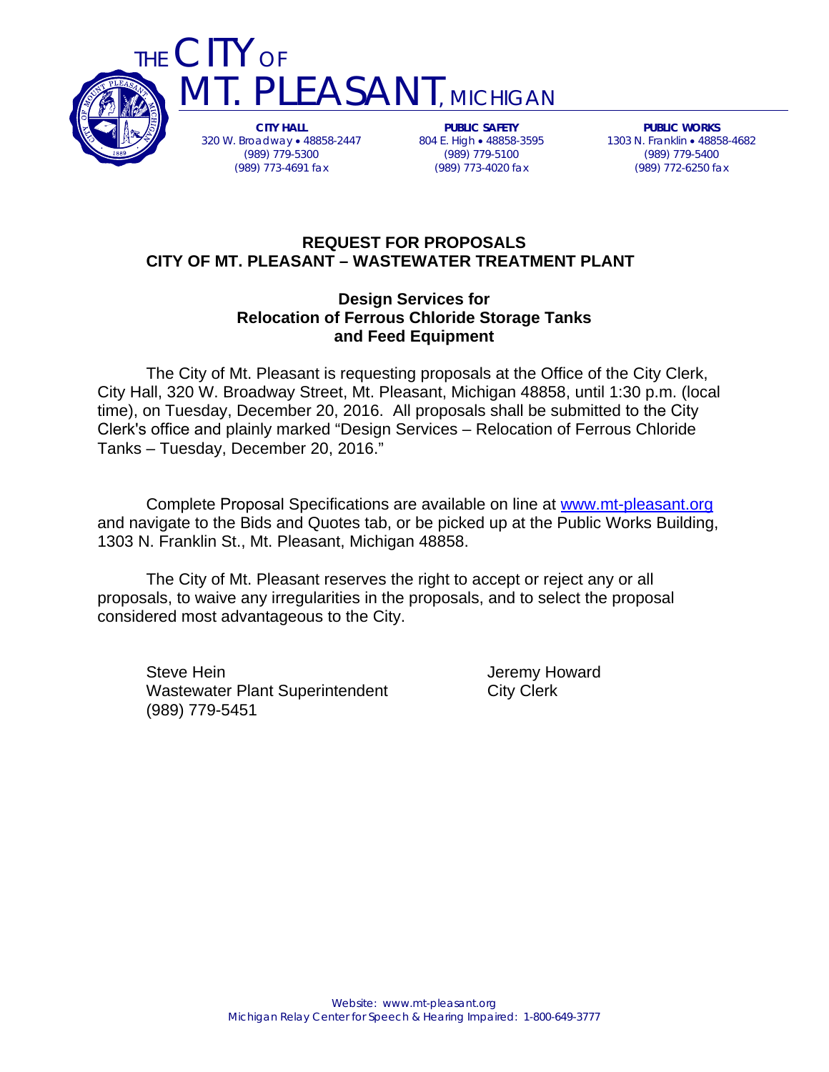# THE CITY OF MT. PLEASANT, MICHIGAN

| CITY HALL | PUBLIC SAFETY | PUBLIC WORKS |
|---|---|---|
| 320 W. Broadway • 48858-2447 | 804 E. High • 48858-3595 | 1303 N. Franklin • 48858-4682 |
| (989) 779-5300 | (989) 779-5100 | (989) 779-5400 |
| (989) 773-4691 fax | (989) 773-4020 fax | (989) 772-6250 fax |

## REQUEST FOR PROPOSALS
## CITY OF MT. PLEASANT – WASTEWATER TREATMENT PLANT

### Design Services for
### Relocation of Ferrous Chloride Storage Tanks
### and Feed Equipment

The City of Mt. Pleasant is requesting proposals at the Office of the City Clerk, City Hall, 320 W. Broadway Street, Mt. Pleasant, Michigan 48858, until 1:30 p.m. (local time), on Tuesday, December 20, 2016. All proposals shall be submitted to the City Clerk's office and plainly marked "Design Services – Relocation of Ferrous Chloride Tanks – Tuesday, December 20, 2016."

Complete Proposal Specifications are available on line at www.mt-pleasant.org and navigate to the Bids and Quotes tab, or be picked up at the Public Works Building, 1303 N. Franklin St., Mt. Pleasant, Michigan 48858.

The City of Mt. Pleasant reserves the right to accept or reject any or all proposals, to waive any irregularities in the proposals, and to select the proposal considered most advantageous to the City.

Steve Hein
Wastewater Plant Superintendent
(989) 779-5451

Jeremy Howard
City Clerk

Website: www.mt-pleasant.org
Michigan Relay Center for Speech & Hearing Impaired: 1-800-649-3777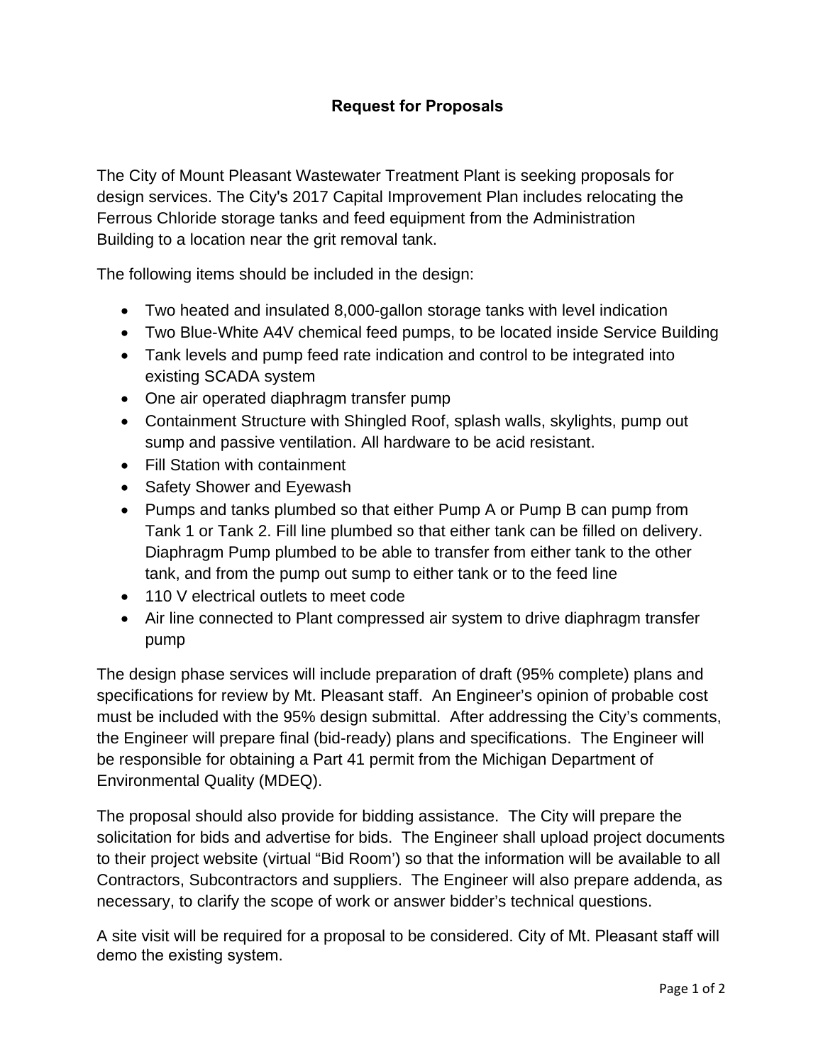## Request for Proposals

The City of Mount Pleasant Wastewater Treatment Plant is seeking proposals for design services. The City's 2017 Capital Improvement Plan includes relocating the Ferrous Chloride storage tanks and feed equipment from the Administration Building to a location near the grit removal tank.

The following items should be included in the design:

- Two heated and insulated 8,000-gallon storage tanks with level indication
- Two Blue-White A4V chemical feed pumps, to be located inside Service Building
- Tank levels and pump feed rate indication and control to be integrated into existing SCADA system
- One air operated diaphragm transfer pump
- Containment Structure with Shingled Roof, splash walls, skylights, pump out sump and passive ventilation. All hardware to be acid resistant.
- Fill Station with containment
- Safety Shower and Eyewash
- Pumps and tanks plumbed so that either Pump A or Pump B can pump from Tank 1 or Tank 2. Fill line plumbed so that either tank can be filled on delivery. Diaphragm Pump plumbed to be able to transfer from either tank to the other tank, and from the pump out sump to either tank or to the feed line
- 110 V electrical outlets to meet code
- Air line connected to Plant compressed air system to drive diaphragm transfer pump

The design phase services will include preparation of draft (95% complete) plans and specifications for review by Mt. Pleasant staff. An Engineer's opinion of probable cost must be included with the 95% design submittal. After addressing the City's comments, the Engineer will prepare final (bid-ready) plans and specifications. The Engineer will be responsible for obtaining a Part 41 permit from the Michigan Department of Environmental Quality (MDEQ).

The proposal should also provide for bidding assistance. The City will prepare the solicitation for bids and advertise for bids. The Engineer shall upload project documents to their project website (virtual "Bid Room') so that the information will be available to all Contractors, Subcontractors and suppliers. The Engineer will also prepare addenda, as necessary, to clarify the scope of work or answer bidder's technical questions.

A site visit will be required for a proposal to be considered. City of Mt. Pleasant staff will demo the existing system.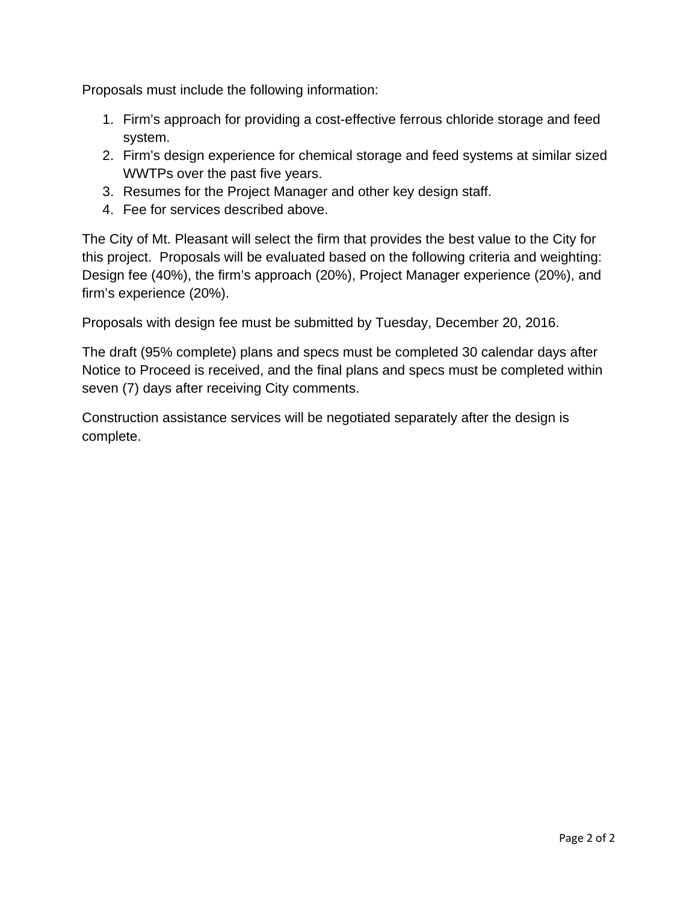Proposals must include the following information:

1. Firm's approach for providing a cost-effective ferrous chloride storage and feed system.
2. Firm's design experience for chemical storage and feed systems at similar sized WWTPs over the past five years.
3. Resumes for the Project Manager and other key design staff.
4. Fee for services described above.

The City of Mt. Pleasant will select the firm that provides the best value to the City for this project. Proposals will be evaluated based on the following criteria and weighting: Design fee (40%), the firm's approach (20%), Project Manager experience (20%), and firm's experience (20%).

Proposals with design fee must be submitted by Tuesday, December 20, 2016.

The draft (95% complete) plans and specs must be completed 30 calendar days after Notice to Proceed is received, and the final plans and specs must be completed within seven (7) days after receiving City comments.

Construction assistance services will be negotiated separately after the design is complete.